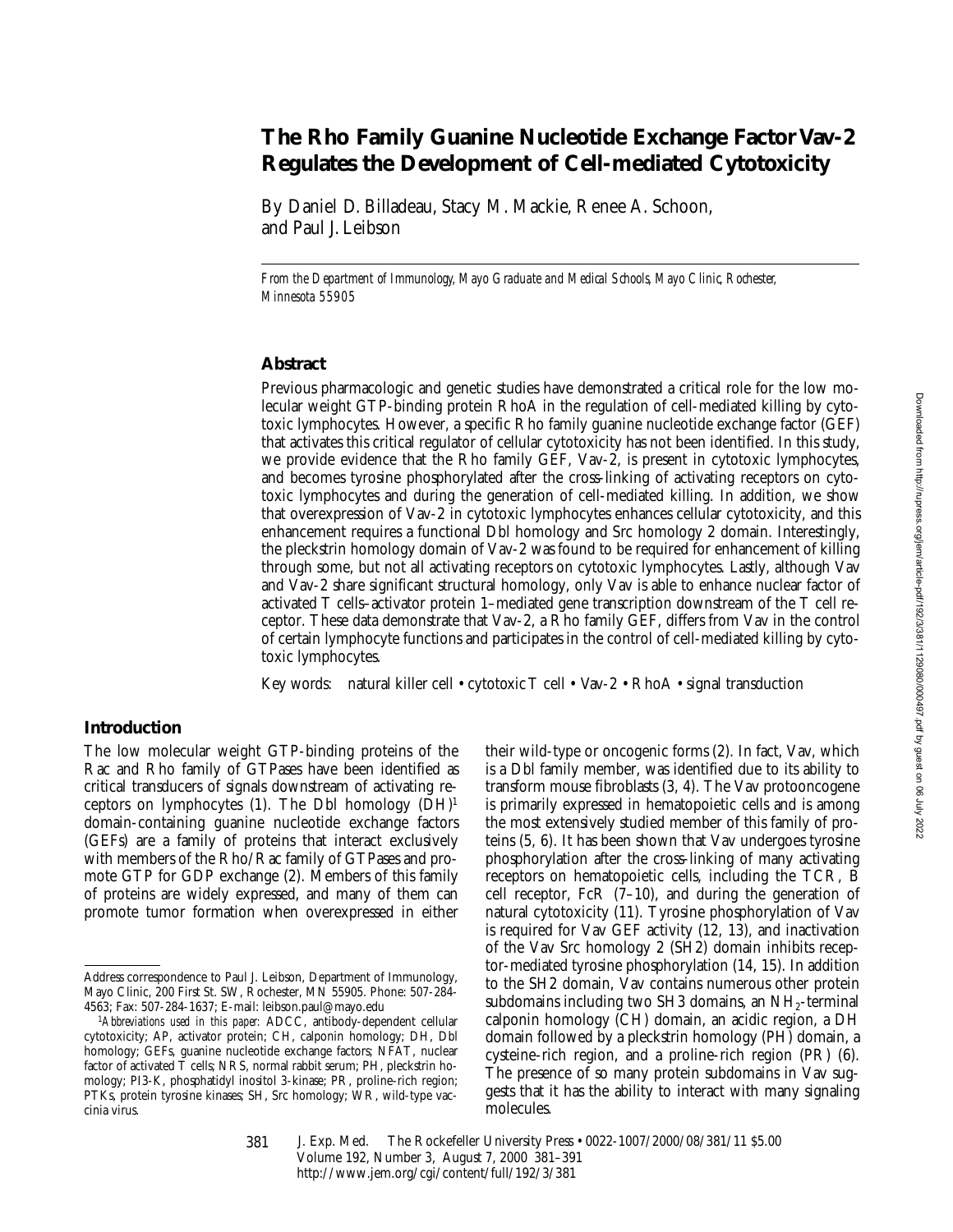# The Rho Family Guanine Nucleotide Exchange Factor Vav-2 Regulates the Development of Cell-mediated Cytotoxicity

By Daniel D. Billadeau, Stacy M. Mackie, Renee A. Schoon, and Paul J. Leibson

*From the Department of Immunology, Mayo Graduate and Medical Schools, Mayo Clinic, Rochester, Minnesota 55905*

## Abstract

Previous pharmacologic and genetic studies have demonstrated a critical role for the low molecular weight GTP-binding protein RhoA in the regulation of cell-mediated killing by cytotoxic lymphocytes. However, a specific Rho family guanine nucleotide exchange factor (GEF) that activates this critical regulator of cellular cytotoxicity has not been identified. In this study, we provide evidence that the Rho family GEF, Vav-2, is present in cytotoxic lymphocytes, and becomes tyrosine phosphorylated after the cross-linking of activating receptors on cytotoxic lymphocytes and during the generation of cell-mediated killing. In addition, we show that overexpression of Vav-2 in cytotoxic lymphocytes enhances cellular cytotoxicity, and this enhancement requires a functional Dbl homology and Src homology 2 domain. Interestingly, the pleckstrin homology domain of Vav-2 was found to be required for enhancement of killing through some, but not all activating receptors on cytotoxic lymphocytes. Lastly, although Vav and Vav-2 share significant structural homology, only Vav is able to enhance nuclear factor of activated T cells–activator protein 1–mediated gene transcription downstream of the T cell receptor. These data demonstrate that Vav-2, a Rho family GEF, differs from Vav in the control of certain lymphocyte functions and participates in the control of cell-mediated killing by cytotoxic lymphocytes.

Key words: natural killer cell • cytotoxic T cell • Vav-2 • RhoA • signal transduction

## Introduction

The low molecular weight GTP-binding proteins of the Rac and Rho family of GTPases have been identified as critical transducers of signals downstream of activating receptors on lymphocytes (1). The Dbl homology (DH)[1] domain-containing guanine nucleotide exchange factors (GEFs) are a family of proteins that interact exclusively with members of the Rho/Rac family of GTPases and promote GTP for GDP exchange (2). Members of this family of proteins are widely expressed, and many of them can promote tumor formation when overexpressed in either their wild-type or oncogenic forms (2). In fact, Vav, which is a Dbl family member, was identified due to its ability to transform mouse fibroblasts (3, 4). The Vav protooncogene is primarily expressed in hematopoietic cells and is among the most extensively studied member of this family of proteins (5, 6). It has been shown that Vav undergoes tyrosine phosphorylation after the cross-linking of many activating receptors on hematopoietic cells, including the TCR, B cell receptor, FcR (7–10), and during the generation of natural cytotoxicity (11). Tyrosine phosphorylation of Vav is required for Vav GEF activity (12, 13), and inactivation of the Vav Src homology 2 (SH2) domain inhibits receptor-mediated tyrosine phosphorylation (14, 15). In addition to the SH2 domain, Vav contains numerous other protein subdomains including two SH3 domains, an $NH_2$-terminal calponin homology (CH) domain, an acidic region, a DH domain followed by a pleckstrin homology (PH) domain, a cysteine-rich region, and a proline-rich region (PR) (6). The presence of so many protein subdomains in Vav suggests that it has the ability to interact with many signaling molecules.

---

Address correspondence to Paul J. Leibson, Department of Immunology, Mayo Clinic, 200 First St. SW, Rochester, MN 55905. Phone: 507-284-4563; Fax: 507-284-1637; E-mail: leibson.paul@mayo.edu

[1]*Abbreviations used in this paper:* ADCC, antibody-dependent cellular cytotoxicity; AP, activator protein; CH, calponin homology; DH, Dbl homology; GEFs, guanine nucleotide exchange factors; NFAT, nuclear factor of activated T cells; NRS, normal rabbit serum; PH, pleckstrin homology; PI3-K, phosphatidyl inositol 3-kinase; PR, proline-rich region; PTKs, protein tyrosine kinases; SH, Src homology; WR, wild-type vaccinia virus.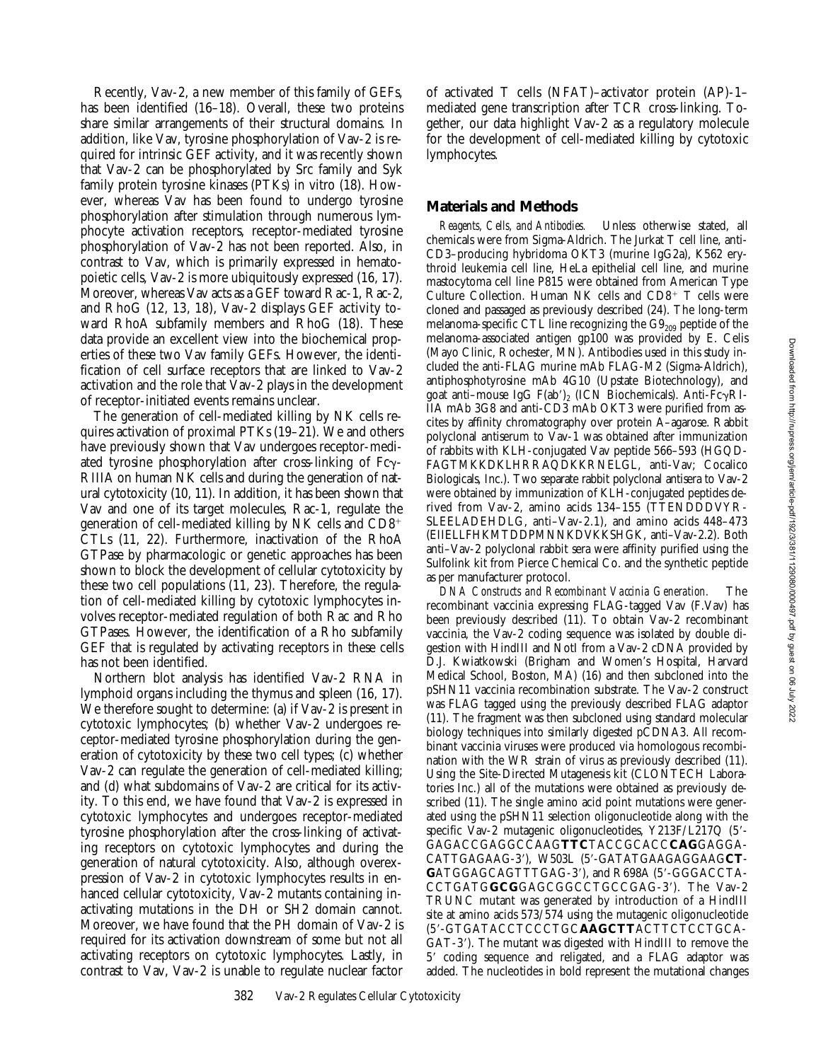Recently, Vav-2, a new member of this family of GEFs, has been identified (16–18). Overall, these two proteins share similar arrangements of their structural domains. In addition, like Vav, tyrosine phosphorylation of Vav-2 is required for intrinsic GEF activity, and it was recently shown that Vav-2 can be phosphorylated by Src family and Syk family protein tyrosine kinases (PTKs) in vitro (18). However, whereas Vav has been found to undergo tyrosine phosphorylation after stimulation through numerous lymphocyte activation receptors, receptor-mediated tyrosine phosphorylation of Vav-2 has not been reported. Also, in contrast to Vav, which is primarily expressed in hematopoietic cells, Vav-2 is more ubiquitously expressed (16, 17). Moreover, whereas Vav acts as a GEF toward Rac-1, Rac-2, and RhoG (12, 13, 18), Vav-2 displays GEF activity toward RhoA subfamily members and RhoG (18). These data provide an excellent view into the biochemical properties of these two Vav family GEFs. However, the identification of cell surface receptors that are linked to Vav-2 activation and the role that Vav-2 plays in the development of receptor-initiated events remains unclear.

The generation of cell-mediated killing by NK cells requires activation of proximal PTKs (19–21). We and others have previously shown that Vav undergoes receptor-mediated tyrosine phosphorylation after cross-linking of Fcγ-RIIIA on human NK cells and during the generation of natural cytotoxicity (10, 11). In addition, it has been shown that Vav and one of its target molecules, Rac-1, regulate the generation of cell-mediated killing by NK cells and CD8$^+$ CTLs (11, 22). Furthermore, inactivation of the RhoA GTPase by pharmacologic or genetic approaches has been shown to block the development of cellular cytotoxicity by these two cell populations (11, 23). Therefore, the regulation of cell-mediated killing by cytotoxic lymphocytes involves receptor-mediated regulation of both Rac and Rho GTPases. However, the identification of a Rho subfamily GEF that is regulated by activating receptors in these cells has not been identified.

Northern blot analysis has identified Vav-2 RNA in lymphoid organs including the thymus and spleen (16, 17). We therefore sought to determine: (a) if Vav-2 is present in cytotoxic lymphocytes; (b) whether Vav-2 undergoes receptor-mediated tyrosine phosphorylation during the generation of cytotoxicity by these two cell types; (c) whether Vav-2 can regulate the generation of cell-mediated killing; and (d) what subdomains of Vav-2 are critical for its activity. To this end, we have found that Vav-2 is expressed in cytotoxic lymphocytes and undergoes receptor-mediated tyrosine phosphorylation after the cross-linking of activating receptors on cytotoxic lymphocytes and during the generation of natural cytotoxicity. Also, although overexpression of Vav-2 in cytotoxic lymphocytes results in enhanced cellular cytotoxicity, Vav-2 mutants containing inactivating mutations in the DH or SH2 domain cannot. Moreover, we have found that the PH domain of Vav-2 is required for its activation downstream of some but not all activating receptors on cytotoxic lymphocytes. Lastly, in contrast to Vav, Vav-2 is unable to regulate nuclear factor of activated T cells (NFAT)–activator protein (AP)-1–mediated gene transcription after TCR cross-linking. Together, our data highlight Vav-2 as a regulatory molecule for the development of cell-mediated killing by cytotoxic lymphocytes.

## Materials and Methods

*Reagents, Cells, and Antibodies.* Unless otherwise stated, all chemicals were from Sigma-Aldrich. The Jurkat T cell line, anti-CD3–producing hybridoma OKT3 (murine IgG2a), K562 erythroid leukemia cell line, HeLa epithelial cell line, and murine mastocytoma cell line P815 were obtained from American Type Culture Collection. Human NK cells and CD8$^+$ T cells were cloned and passaged as previously described (24). The long-term melanoma-specific CTL line recognizing the $G9_{209}$ peptide of the melanoma-associated antigen gp100 was provided by E. Celis (Mayo Clinic, Rochester, MN). Antibodies used in this study included the anti-FLAG murine mAb FLAG-M2 (Sigma-Aldrich), antiphosphotyrosine mAb 4G10 (Upstate Biotechnology), and goat anti–mouse IgG F(ab′)$_2$ (ICN Biochemicals). Anti-FcγRI-IIA mAb 3G8 and anti-CD3 mAb OKT3 were purified from ascites by affinity chromatography over protein A–agarose. Rabbit polyclonal antiserum to Vav-1 was obtained after immunization of rabbits with KLH-conjugated Vav peptide 566–593 (HGQD-FAGTMKKDKLHRRAQDKKRNELGL, anti-Vav; Cocalico Biologicals, Inc.). Two separate rabbit polyclonal antisera to Vav-2 were obtained by immunization of KLH-conjugated peptides derived from Vav-2, amino acids 134–155 (TTENDDDVYR-SLEELADEHDLG, anti–Vav-2.1), and amino acids 448–473 (EIIELLFHKMTDDPMNNKDVKKSHGK, anti–Vav-2.2). Both anti–Vav-2 polyclonal rabbit sera were affinity purified using the Sulfolink kit from Pierce Chemical Co. and the synthetic peptide as per manufacturer protocol.

*DNA Constructs and Recombinant Vaccinia Generation.* The recombinant vaccinia expressing FLAG-tagged Vav (F.Vav) has been previously described (11). To obtain Vav-2 recombinant vaccinia, the Vav-2 coding sequence was isolated by double digestion with HindIII and NotI from a Vav-2 cDNA provided by D.J. Kwiatkowski (Brigham and Women's Hospital, Harvard Medical School, Boston, MA) (16) and then subcloned into the pSHN11 vaccinia recombination substrate. The Vav-2 construct was FLAG tagged using the previously described FLAG adaptor (11). The fragment was then subcloned using standard molecular biology techniques into similarly digested pCDNA3. All recombinant vaccinia viruses were produced via homologous recombination with the WR strain of virus as previously described (11). Using the Site-Directed Mutagenesis kit (CLONTECH Laboratories Inc.) all of the mutations were obtained as previously described (11). The single amino acid point mutations were generated using the pSHN11 selection oligonucleotide along with the specific Vav-2 mutagenic oligonucleotides, Y213F/L217Q (5′-GAGACCGAGGCCAAG**TTC**TACCGCACC**CAG**GAGGA-CATTGAGAAG-3′), W503L (5′-GATATGAAGAGGAAG**CT**-**G**ATGGAGCAGTTTGAG-3′), and R698A (5′-GGGACCTA-CCTGATG**GCG**GAGCGGCCTGCCGAG-3′). The Vav-2 TRUNC mutant was generated by introduction of a HindIII site at amino acids 573/574 using the mutagenic oligonucleotide (5′-GTGATACCTCCCTGC**AAGCTT**ACTTCTCCTGCA-GAT-3′). The mutant was digested with HindIII to remove the 5′ coding sequence and religated, and a FLAG adaptor was added. The nucleotides in bold represent the mutational changes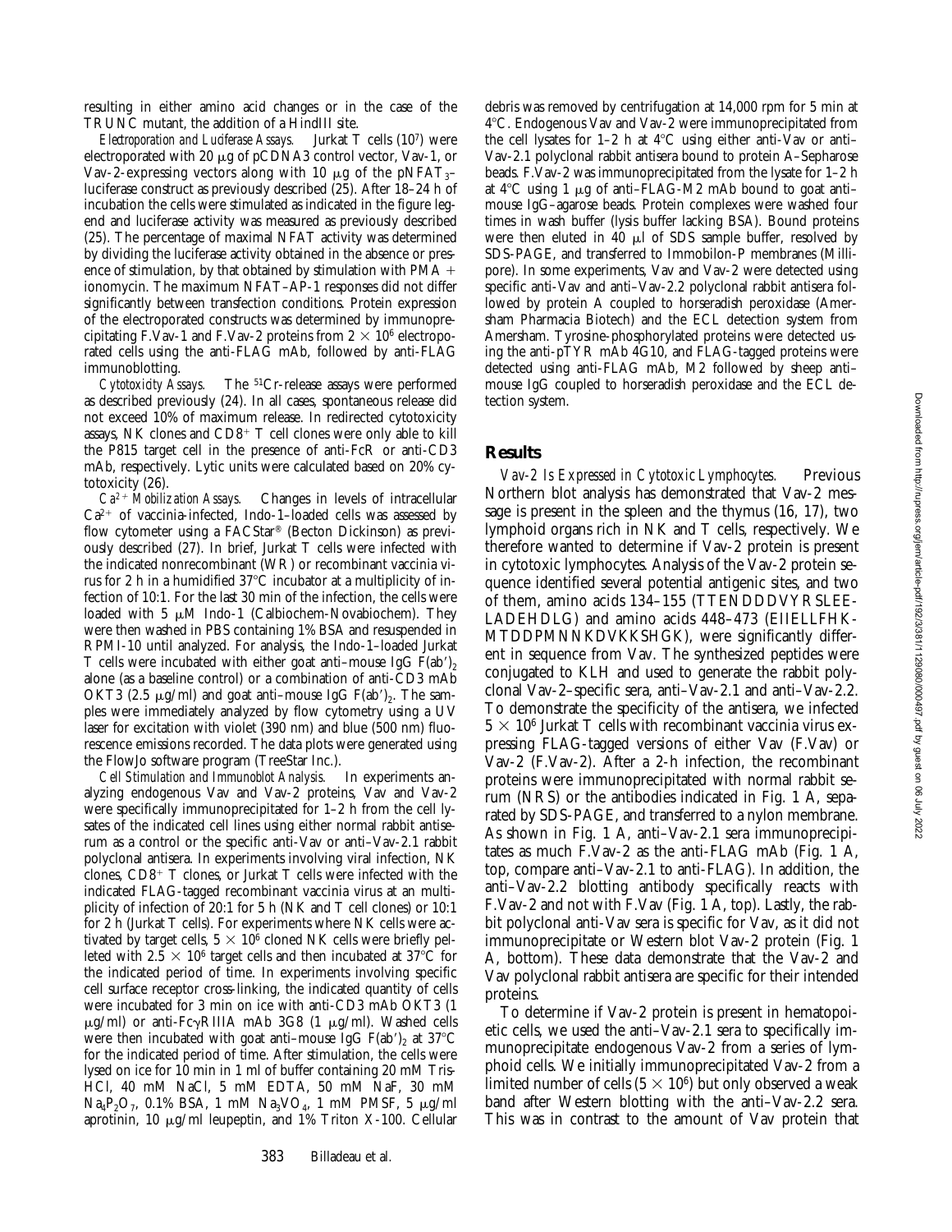resulting in either amino acid changes or in the case of the TRUNC mutant, the addition of a HindIII site.

*Electroporation and Luciferase Assays.* Jurkat T cells ($10^7$) were electroporated with 20 μg of pCDNA3 control vector, Vav-1, or Vav-2–expressing vectors along with 10 μg of the $pNFAT_3$–luciferase construct as previously described (25). After 18–24 h of incubation the cells were stimulated as indicated in the figure legend and luciferase activity was measured as previously described (25). The percentage of maximal NFAT activity was determined by dividing the luciferase activity obtained in the absence or presence of stimulation, by that obtained by stimulation with PMA + ionomycin. The maximum NFAT–AP-1 responses did not differ significantly between transfection conditions. Protein expression of the electroporated constructs was determined by immunoprecipitating F.Vav-1 and F.Vav-2 proteins from $2 \times 10^6$ electroporated cells using the anti-FLAG mAb, followed by anti-FLAG immunoblotting.

*Cytotoxicity Assays.* The $^{51}$Cr-release assays were performed as described previously (24). In all cases, spontaneous release did not exceed 10% of maximum release. In redirected cytotoxicity assays, NK clones and $CD8^+$ T cell clones were only able to kill the P815 target cell in the presence of anti-FcR or anti-CD3 mAb, respectively. Lytic units were calculated based on 20% cytotoxicity (26).

*$Ca^{2+}$ Mobilization Assays.* Changes in levels of intracellular $Ca^{2+}$ of vaccinia-infected, Indo-1–loaded cells was assessed by flow cytometer using a FACStar® (Becton Dickinson) as previously described (27). In brief, Jurkat T cells were infected with the indicated nonrecombinant (WR) or recombinant vaccinia virus for 2 h in a humidified 37°C incubator at a multiplicity of infection of 10:1. For the last 30 min of the infection, the cells were loaded with 5 μM Indo-1 (Calbiochem-Novabiochem). They were then washed in PBS containing 1% BSA and resuspended in RPMI-10 until analyzed. For analysis, the Indo-1–loaded Jurkat T cells were incubated with either goat anti–mouse IgG $F(ab')_2$ alone (as a baseline control) or a combination of anti-CD3 mAb OKT3 (2.5 μg/ml) and goat anti–mouse IgG $F(ab')_2$. The samples were immediately analyzed by flow cytometry using a UV laser for excitation with violet (390 nm) and blue (500 nm) fluorescence emissions recorded. The data plots were generated using the FlowJo software program (TreeStar Inc.).

*Cell Stimulation and Immunoblot Analysis.* In experiments analyzing endogenous Vav and Vav-2 proteins, Vav and Vav-2 were specifically immunoprecipitated for 1–2 h from the cell lysates of the indicated cell lines using either normal rabbit antiserum as a control or the specific anti-Vav or anti–Vav-2.1 rabbit polyclonal antisera. In experiments involving viral infection, NK clones, $CD8^+$ T clones, or Jurkat T cells were infected with the indicated FLAG-tagged recombinant vaccinia virus at an multiplicity of infection of 20:1 for 5 h (NK and T cell clones) or 10:1 for 2 h (Jurkat T cells). For experiments where NK cells were activated by target cells, $5 \times 10^6$ cloned NK cells were briefly pelleted with $2.5 \times 10^6$ target cells and then incubated at 37°C for the indicated period of time. In experiments involving specific cell surface receptor cross-linking, the indicated quantity of cells were incubated for 3 min on ice with anti-CD3 mAb OKT3 (1 μg/ml) or anti-FcγRIIIA mAb 3G8 (1 μg/ml). Washed cells were then incubated with goat anti–mouse IgG $F(ab')_2$ at 37°C for the indicated period of time. After stimulation, the cells were lysed on ice for 10 min in 1 ml of buffer containing 20 mM Tris-HCl, 40 mM NaCl, 5 mM EDTA, 50 mM NaF, 30 mM $Na_4P_2O_7$, 0.1% BSA, 1 mM $Na_3VO_4$, 1 mM PMSF, 5 μg/ml aprotinin, 10 μg/ml leupeptin, and 1% Triton X-100. Cellular debris was removed by centrifugation at 14,000 rpm for 5 min at 4°C. Endogenous Vav and Vav-2 were immunoprecipitated from the cell lysates for 1–2 h at 4°C using either anti-Vav or anti–Vav-2.1 polyclonal rabbit antisera bound to protein A–Sepharose beads. F.Vav-2 was immunoprecipitated from the lysate for 1–2 h at 4°C using 1 μg of anti–FLAG-M2 mAb bound to goat anti–mouse IgG–agarose beads. Protein complexes were washed four times in wash buffer (lysis buffer lacking BSA). Bound proteins were then eluted in 40 μl of SDS sample buffer, resolved by SDS-PAGE, and transferred to Immobilon-P membranes (Millipore). In some experiments, Vav and Vav-2 were detected using specific anti-Vav and anti–Vav-2.2 polyclonal rabbit antisera followed by protein A coupled to horseradish peroxidase (Amersham Pharmacia Biotech) and the ECL detection system from Amersham. Tyrosine-phosphorylated proteins were detected using the anti-pTYR mAb 4G10, and FLAG-tagged proteins were detected using anti-FLAG mAb, M2 followed by sheep anti–mouse IgG coupled to horseradish peroxidase and the ECL detection system.

## Results

*Vav-2 Is Expressed in Cytotoxic Lymphocytes.* Previous Northern blot analysis has demonstrated that Vav-2 message is present in the spleen and the thymus (16, 17), two lymphoid organs rich in NK and T cells, respectively. We therefore wanted to determine if Vav-2 protein is present in cytotoxic lymphocytes. Analysis of the Vav-2 protein sequence identified several potential antigenic sites, and two of them, amino acids 134–155 (TTENDDDVYRSLEE-LADEHDLG) and amino acids 448–473 (EIIELLFHK-MTDDPMNNKDVKKSHGK), were significantly different in sequence from Vav. The synthesized peptides were conjugated to KLH and used to generate the rabbit polyclonal Vav-2–specific sera, anti–Vav-2.1 and anti–Vav-2.2. To demonstrate the specificity of the antisera, we infected $5 \times 10^6$ Jurkat T cells with recombinant vaccinia virus expressing FLAG-tagged versions of either Vav (F.Vav) or Vav-2 (F.Vav-2). After a 2-h infection, the recombinant proteins were immunoprecipitated with normal rabbit serum (NRS) or the antibodies indicated in Fig. 1 A, separated by SDS-PAGE, and transferred to a nylon membrane. As shown in Fig. 1 A, anti–Vav-2.1 sera immunoprecipitates as much F.Vav-2 as the anti-FLAG mAb (Fig. 1 A, top, compare anti–Vav-2.1 to anti-FLAG). In addition, the anti–Vav-2.2 blotting antibody specifically reacts with F.Vav-2 and not with F.Vav (Fig. 1 A, top). Lastly, the rabbit polyclonal anti-Vav sera is specific for Vav, as it did not immunoprecipitate or Western blot Vav-2 protein (Fig. 1 A, bottom). These data demonstrate that the Vav-2 and Vav polyclonal rabbit antisera are specific for their intended proteins.

To determine if Vav-2 protein is present in hematopoietic cells, we used the anti–Vav-2.1 sera to specifically immunoprecipitate endogenous Vav-2 from a series of lymphoid cells. We initially immunoprecipitated Vav-2 from a limited number of cells ($5 \times 10^6$) but only observed a weak band after Western blotting with the anti–Vav-2.2 sera. This was in contrast to the amount of Vav protein that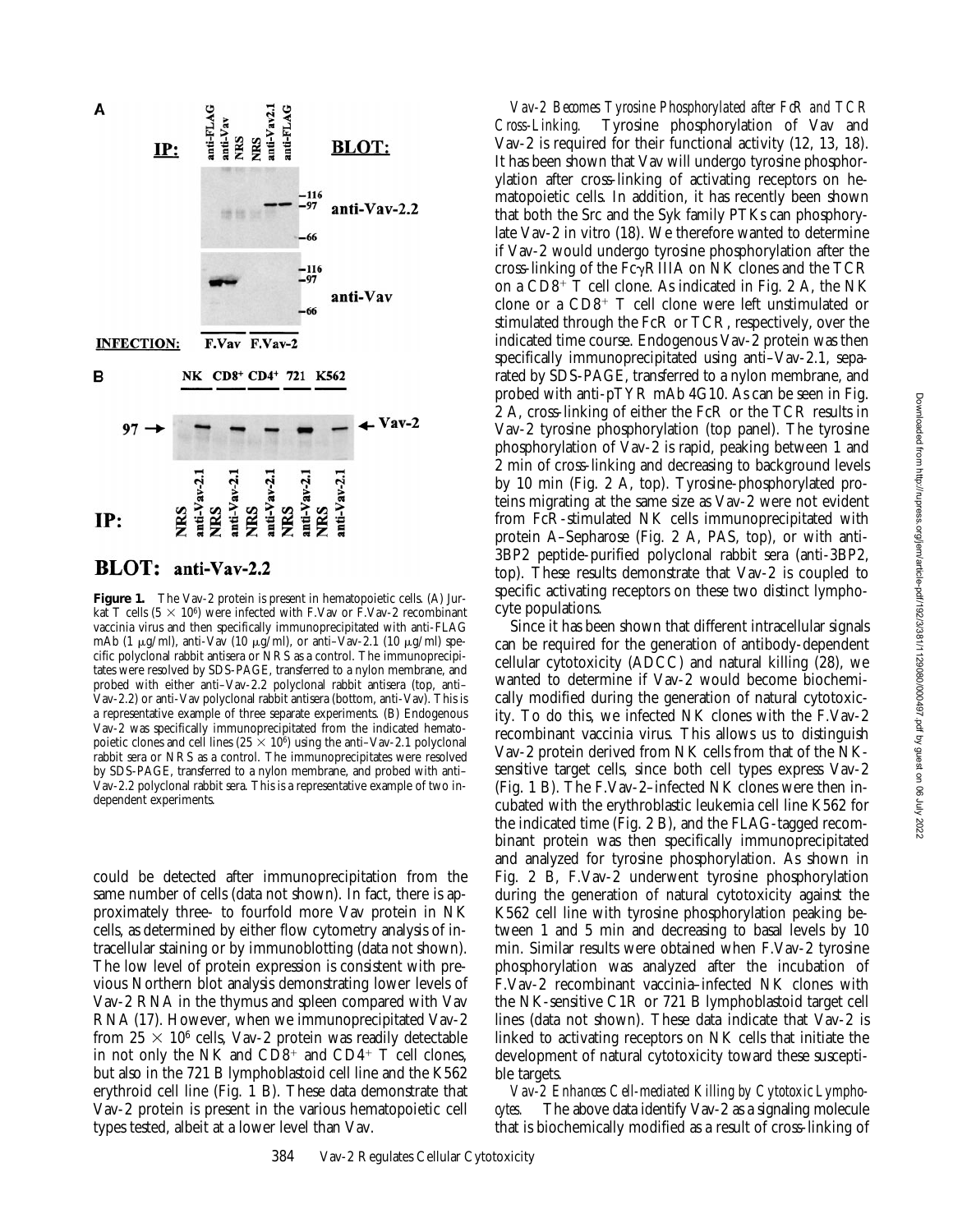**Figure 1.** The Vav-2 protein is present in hematopoietic cells. (A) Jurkat T cells ($5 \times 10^6$) were infected with F.Vav or F.Vav-2 recombinant vaccinia virus and then specifically immunoprecipitated with anti-FLAG mAb (1 μg/ml), anti-Vav (10 μg/ml), or anti–Vav-2.1 (10 μg/ml) specific polyclonal rabbit antisera or NRS as a control. The immunoprecipitates were resolved by SDS-PAGE, transferred to a nylon membrane, and probed with either anti–Vav-2.2 polyclonal rabbit antisera (top, anti–Vav-2.2) or anti-Vav polyclonal rabbit antisera (bottom, anti-Vav). This is a representative example of three separate experiments. (B) Endogenous Vav-2 was specifically immunoprecipitated from the indicated hematopoietic clones and cell lines ($25 \times 10^6$) using the anti–Vav-2.1 polyclonal rabbit sera or NRS as a control. The immunoprecipitates were resolved by SDS-PAGE, transferred to a nylon membrane, and probed with anti–Vav-2.2 polyclonal rabbit sera. This is a representative example of two independent experiments.

could be detected after immunoprecipitation from the same number of cells (data not shown). In fact, there is approximately three- to fourfold more Vav protein in NK cells, as determined by either flow cytometry analysis of intracellular staining or by immunoblotting (data not shown). The low level of protein expression is consistent with previous Northern blot analysis demonstrating lower levels of Vav-2 RNA in the thymus and spleen compared with Vav RNA (17). However, when we immunoprecipitated Vav-2 from $25 \times 10^6$ cells, Vav-2 protein was readily detectable in not only the NK and CD8+ and CD4+ T cell clones, but also in the 721 B lymphoblastoid cell line and the K562 erythroid cell line (Fig. 1 B). These data demonstrate that Vav-2 protein is present in the various hematopoietic cell types tested, albeit at a lower level than Vav.

*Vav-2 Becomes Tyrosine Phosphorylated after FcR and TCR Cross-Linking.* Tyrosine phosphorylation of Vav and Vav-2 is required for their functional activity (12, 13, 18). It has been shown that Vav will undergo tyrosine phosphorylation after cross-linking of activating receptors on hematopoietic cells. In addition, it has recently been shown that both the Src and the Syk family PTKs can phosphorylate Vav-2 in vitro (18). We therefore wanted to determine if Vav-2 would undergo tyrosine phosphorylation after the cross-linking of the FcγRIIIA on NK clones and the TCR on a CD8+ T cell clone. As indicated in Fig. 2 A, the NK clone or a CD8+ T cell clone were left unstimulated or stimulated through the FcR or TCR, respectively, over the indicated time course. Endogenous Vav-2 protein was then specifically immunoprecipitated using anti–Vav-2.1, separated by SDS-PAGE, transferred to a nylon membrane, and probed with anti-pTYR mAb 4G10. As can be seen in Fig. 2 A, cross-linking of either the FcR or the TCR results in Vav-2 tyrosine phosphorylation (top panel). The tyrosine phosphorylation of Vav-2 is rapid, peaking between 1 and 2 min of cross-linking and decreasing to background levels by 10 min (Fig. 2 A, top). Tyrosine-phosphorylated proteins migrating at the same size as Vav-2 were not evident from FcR-stimulated NK cells immunoprecipitated with protein A–Sepharose (Fig. 2 A, PAS, top), or with anti-3BP2 peptide-purified polyclonal rabbit sera (anti-3BP2, top). These results demonstrate that Vav-2 is coupled to specific activating receptors on these two distinct lymphocyte populations.

Since it has been shown that different intracellular signals can be required for the generation of antibody-dependent cellular cytotoxicity (ADCC) and natural killing (28), we wanted to determine if Vav-2 would become biochemically modified during the generation of natural cytotoxicity. To do this, we infected NK clones with the F.Vav-2 recombinant vaccinia virus. This allows us to distinguish Vav-2 protein derived from NK cells from that of the NK-sensitive target cells, since both cell types express Vav-2 (Fig. 1 B). The F.Vav-2–infected NK clones were then incubated with the erythroblastic leukemia cell line K562 for the indicated time (Fig. 2 B), and the FLAG-tagged recombinant protein was then specifically immunoprecipitated and analyzed for tyrosine phosphorylation. As shown in Fig. 2 B, F.Vav-2 underwent tyrosine phosphorylation during the generation of natural cytotoxicity against the K562 cell line with tyrosine phosphorylation peaking between 1 and 5 min and decreasing to basal levels by 10 min. Similar results were obtained when F.Vav-2 tyrosine phosphorylation was analyzed after the incubation of F.Vav-2 recombinant vaccinia–infected NK clones with the NK-sensitive C1R or 721 B lymphoblastoid target cell lines (data not shown). These data indicate that Vav-2 is linked to activating receptors on NK cells that initiate the development of natural cytotoxicity toward these susceptible targets.

*Vav-2 Enhances Cell-mediated Killing by Cytotoxic Lymphocytes.* The above data identify Vav-2 as a signaling molecule that is biochemically modified as a result of cross-linking of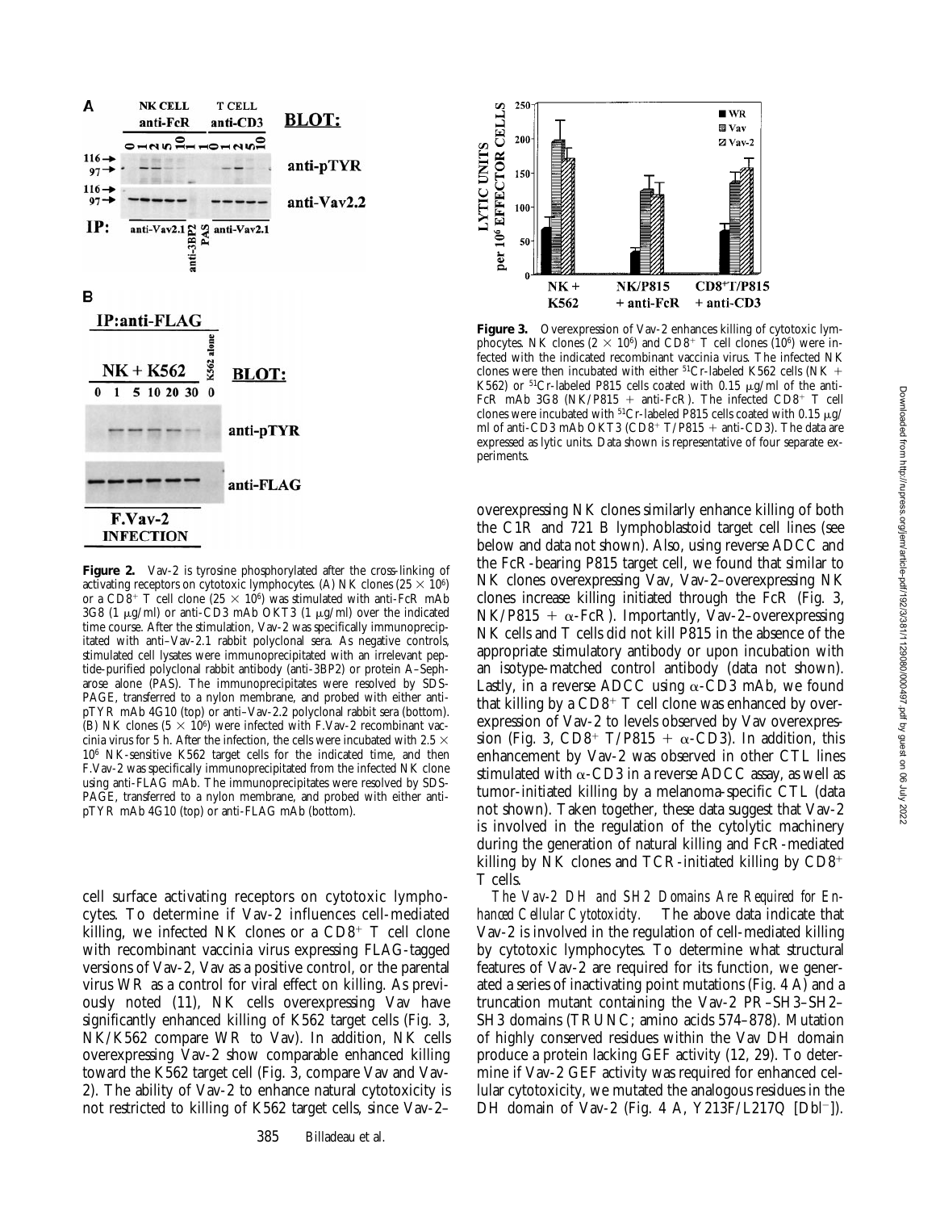**A**

NK CELL anti-FcR | T CELL anti-CD3 | BLOT:

0 1 2 5 10 1 1 0 1 2 5 10

116 →
97 →

anti-pTYR

116 →
97 →

anti-Vav2.2

IP: anti-Vav2.1 anti-3BP2 PAS anti-Vav2.1

**B**

IP:anti-FLAG

NK + K562 | K562 alone | BLOT:

0 1 5 10 20 30 0

anti-pTYR

anti-FLAG

F.Vav-2 INFECTION

**Figure 2.** Vav-2 is tyrosine phosphorylated after the cross-linking of activating receptors on cytotoxic lymphocytes. (A) NK clones ($25 \times 10^6$) or a $CD8^+$ T cell clone ($25 \times 10^6$) was stimulated with anti-FcR mAb 3G8 (1 μg/ml) or anti-CD3 mAb OKT3 (1 μg/ml) over the indicated time course. After the stimulation, Vav-2 was specifically immunoprecipitated with anti–Vav-2.1 rabbit polyclonal sera. As negative controls, stimulated cell lysates were immunoprecipitated with an irrelevant peptide-purified polyclonal rabbit antibody (anti-3BP2) or protein A–Sepharose alone (PAS). The immunoprecipitates were resolved by SDS-PAGE, transferred to a nylon membrane, and probed with either anti-pTYR mAb 4G10 (top) or anti–Vav-2.2 polyclonal rabbit sera (bottom). (B) NK clones ($5 \times 10^6$) were infected with F.Vav-2 recombinant vaccinia virus for 5 h. After the infection, the cells were incubated with $2.5 \times 10^6$ NK-sensitive K562 target cells for the indicated time, and then F.Vav-2 was specifically immunoprecipitated from the infected NK clone using anti-FLAG mAb. The immunoprecipitates were resolved by SDS-PAGE, transferred to a nylon membrane, and probed with either anti-pTYR mAb 4G10 (top) or anti-FLAG mAb (bottom).

LYTIC UNITS per $10^6$ EFFECTOR CELLS

250
200
150
100
50
0

WR
Vav
Vav-2

NK + K562

NK/P815 + anti-FcR

CD8+T/P815 + anti-CD3

**Figure 3.** Overexpression of Vav-2 enhances killing of cytotoxic lymphocytes. NK clones ($2 \times 10^6$) and $CD8^+$ T cell clones ($10^6$) were infected with the indicated recombinant vaccinia virus. The infected NK clones were then incubated with either $^{51}Cr$-labeled K562 cells (NK + K562) or $^{51}Cr$-labeled P815 cells coated with 0.15 μg/ml of the anti-FcR mAb 3G8 (NK/P815 + anti-FcR). The infected $CD8^+$ T cell clones were incubated with $^{51}Cr$-labeled P815 cells coated with 0.15 μg/ml of anti-CD3 mAb OKT3 ($CD8^+$ T/P815 + anti-CD3). The data are expressed as lytic units. Data shown is representative of four separate experiments.

cell surface activating receptors on cytotoxic lymphocytes. To determine if Vav-2 influences cell-mediated killing, we infected NK clones or a $CD8^+$ T cell clone with recombinant vaccinia virus expressing FLAG-tagged versions of Vav-2, Vav as a positive control, or the parental virus WR as a control for viral effect on killing. As previously noted (11), NK cells overexpressing Vav have significantly enhanced killing of K562 target cells (Fig. 3, NK/K562 compare WR to Vav). In addition, NK cells overexpressing Vav-2 show comparable enhanced killing toward the K562 target cell (Fig. 3, compare Vav and Vav-2). The ability of Vav-2 to enhance natural cytotoxicity is not restricted to killing of K562 target cells, since Vav-2–overexpressing NK clones similarly enhance killing of both the C1R and 721 B lymphoblastoid target cell lines (see below and data not shown). Also, using reverse ADCC and the FcR-bearing P815 target cell, we found that similar to NK clones overexpressing Vav, Vav-2–overexpressing NK clones increase killing initiated through the FcR (Fig. 3, NK/P815 + α-FcR). Importantly, Vav-2–overexpressing NK cells and T cells did not kill P815 in the absence of the appropriate stimulatory antibody or upon incubation with an isotype-matched control antibody (data not shown). Lastly, in a reverse ADCC using α-CD3 mAb, we found that killing by a $CD8^+$ T cell clone was enhanced by overexpression of Vav-2 to levels observed by Vav overexpression (Fig. 3, $CD8^+$ T/P815 + α-CD3). In addition, this enhancement by Vav-2 was observed in other CTL lines stimulated with α-CD3 in a reverse ADCC assay, as well as tumor-initiated killing by a melanoma-specific CTL (data not shown). Taken together, these data suggest that Vav-2 is involved in the regulation of the cytolytic machinery during the generation of natural killing and FcR-mediated killing by NK clones and TCR-initiated killing by $CD8^+$ T cells.

*The Vav-2 DH and SH2 Domains Are Required for Enhanced Cellular Cytotoxicity.* The above data indicate that Vav-2 is involved in the regulation of cell-mediated killing by cytotoxic lymphocytes. To determine what structural features of Vav-2 are required for its function, we generated a series of inactivating point mutations (Fig. 4 A) and a truncation mutant containing the Vav-2 PR–SH3–SH2–SH3 domains (TRUNC; amino acids 574–878). Mutation of highly conserved residues within the Vav DH domain produce a protein lacking GEF activity (12, 29). To determine if Vav-2 GEF activity was required for enhanced cellular cytotoxicity, we mutated the analogous residues in the DH domain of Vav-2 (Fig. 4 A, Y213F/L217Q [$Dbl^-$]).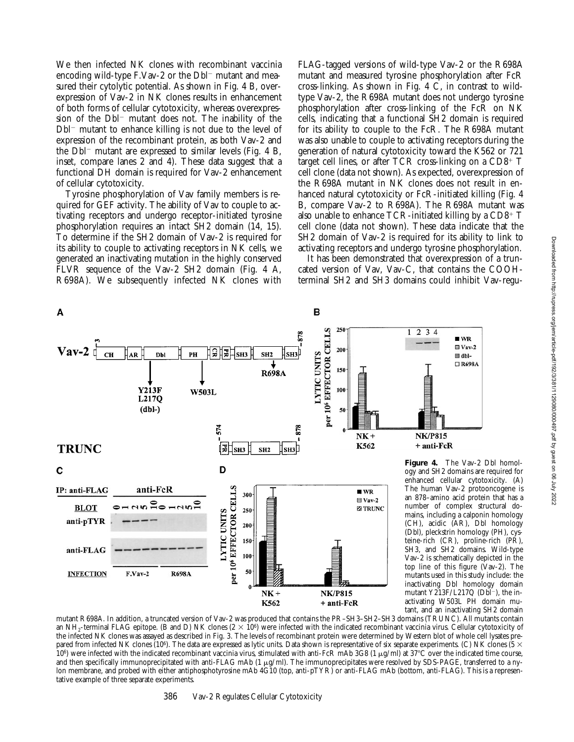We then infected NK clones with recombinant vaccinia encoding wild-type F.Vav-2 or the Dbl$^-$ mutant and measured their cytolytic potential. As shown in Fig. 4 B, overexpression of Vav-2 in NK clones results in enhancement of both forms of cellular cytotoxicity, whereas overexpression of the Dbl$^-$ mutant does not. The inability of the Dbl$^-$ mutant to enhance killing is not due to the level of expression of the recombinant protein, as both Vav-2 and the Dbl$^-$ mutant are expressed to similar levels (Fig. 4 B, inset, compare lanes 2 and 4). These data suggest that a functional DH domain is required for Vav-2 enhancement of cellular cytotoxicity.

Tyrosine phosphorylation of Vav family members is required for GEF activity. The ability of Vav to couple to activating receptors and undergo receptor-initiated tyrosine phosphorylation requires an intact SH2 domain (14, 15). To determine if the SH2 domain of Vav-2 is required for its ability to couple to activating receptors in NK cells, we generated an inactivating mutation in the highly conserved FLVR sequence of the Vav-2 SH2 domain (Fig. 4 A, R698A). We subsequently infected NK clones with FLAG-tagged versions of wild-type Vav-2 or the R698A mutant and measured tyrosine phosphorylation after FcR cross-linking. As shown in Fig. 4 C, in contrast to wild-type Vav-2, the R698A mutant does not undergo tyrosine phosphorylation after cross-linking of the FcR on NK cells, indicating that a functional SH2 domain is required for its ability to couple to the FcR. The R698A mutant was also unable to couple to activating receptors during the generation of natural cytotoxicity toward the K562 or 721 target cell lines, or after TCR cross-linking on a CD8$^+$ T cell clone (data not shown). As expected, overexpression of the R698A mutant in NK clones does not result in enhanced natural cytotoxicity or FcR-initiated killing (Fig. 4 B, compare Vav-2 to R698A). The R698A mutant was also unable to enhance TCR-initiated killing by a CD8$^+$ T cell clone (data not shown). These data indicate that the SH2 domain of Vav-2 is required for its ability to link to activating receptors and undergo tyrosine phosphorylation.

It has been demonstrated that overexpression of a truncated version of Vav, Vav-C, that contains the COOH-terminal SH2 and SH3 domains could inhibit Vav-regu-

A

Vav-2
3
878
CH AR Dbl PH CR PR SH3 SH2 SH3
Y213F
L217Q
(dbl-)
W503L
R698A

TRUNC
574
878
PR SH3 SH2 SH3

B

LYTIC UNITS per $10^6$ EFFECTOR CELLS
250
200
150
100
50
0
1 2 3 4
WR
Vav-2
dbl-
R698A
NK + K562
NK/P815 + anti-FcR

C

IP: anti-FLAG
anti-FcR
BLOT
0 1 2 5 10 0 1 2 5 10
anti-pTYR
anti-FLAG
INFECTION
F.Vav-2
R698A

D

LYTIC UNITS per $10^6$ EFFECTOR CELLS
300
250
200
150
100
50
0
WR
Vav-2
TRUNC
NK + K562
NK/P815 + anti-FcR

**Figure 4.** The Vav-2 Dbl homology and SH2 domains are required for enhanced cellular cytotoxicity. (A) The human Vav-2 protooncogene is an 878–amino acid protein that has a number of complex structural domains, including a calponin homology (CH), acidic (AR), Dbl homology (Dbl), pleckstrin homology (PH), cysteine-rich (CR), proline-rich (PR), SH3, and SH2 domains. Wild-type Vav-2 is schematically depicted in the top line of this figure (Vav-2). The mutants used in this study include: the inactivating Dbl homology domain mutant Y213F/L217Q (Dbl$^-$), the inactivating W503L PH domain mutant, and an inactivating SH2 domain mutant R698A. In addition, a truncated version of Vav-2 was produced that contains the PR–SH3–SH2–SH3 domains (TRUNC). All mutants contain an $NH_2$-terminal FLAG epitope. (B and D) NK clones ($2 \times 10^6$) were infected with the indicated recombinant vaccinia virus. Cellular cytotoxicity of the infected NK clones was assayed as described in Fig. 3. The levels of recombinant protein were determined by Western blot of whole cell lysates prepared from infected NK clones ($10^6$). The data are expressed as lytic units. Data shown is representative of six separate experiments. (C) NK clones ($5 \times 10^6$) were infected with the indicated recombinant vaccinia virus, stimulated with anti-FcR mAb 3G8 (1 μg/ml) at 37°C over the indicated time course, and then specifically immunoprecipitated with anti-FLAG mAb (1 μg/ml). The immunoprecipitates were resolved by SDS-PAGE, transferred to a nylon membrane, and probed with either antiphosphotyrosine mAb 4G10 (top, anti-pTYR) or anti-FLAG mAb (bottom, anti-FLAG). This is a representative example of three separate experiments.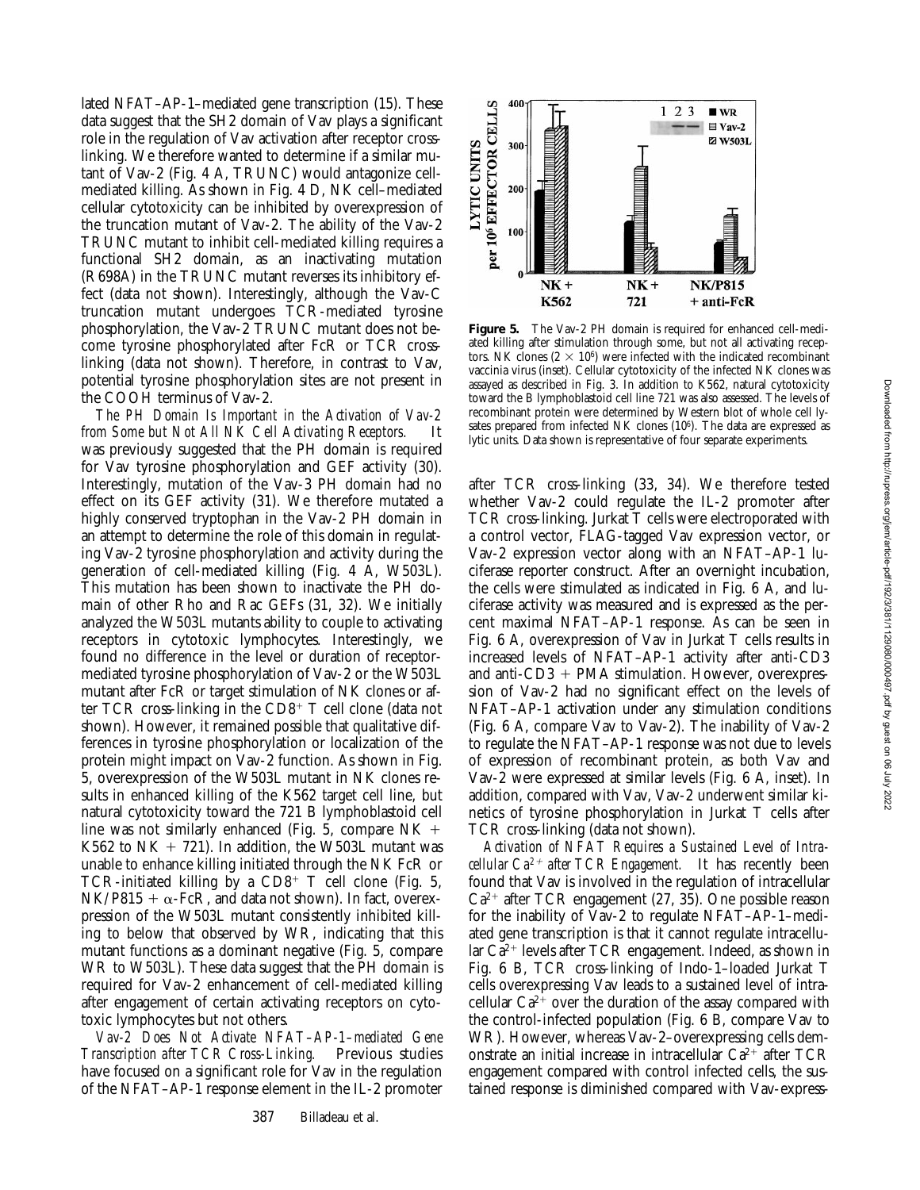lated NFAT–AP-1–mediated gene transcription (15). These data suggest that the SH2 domain of Vav plays a significant role in the regulation of Vav activation after receptor cross-linking. We therefore wanted to determine if a similar mutant of Vav-2 (Fig. 4 A, TRUNC) would antagonize cell-mediated killing. As shown in Fig. 4 D, NK cell–mediated cellular cytotoxicity can be inhibited by overexpression of the truncation mutant of Vav-2. The ability of the Vav-2 TRUNC mutant to inhibit cell-mediated killing requires a functional SH2 domain, as an inactivating mutation (R698A) in the TRUNC mutant reverses its inhibitory effect (data not shown). Interestingly, although the Vav-C truncation mutant undergoes TCR-mediated tyrosine phosphorylation, the Vav-2 TRUNC mutant does not become tyrosine phosphorylated after FcR or TCR cross-linking (data not shown). Therefore, in contrast to Vav, potential tyrosine phosphorylation sites are not present in the COOH terminus of Vav-2.

*The PH Domain Is Important in the Activation of Vav-2 from Some but Not All NK Cell Activating Receptors.* It was previously suggested that the PH domain is required for Vav tyrosine phosphorylation and GEF activity (30). Interestingly, mutation of the Vav-3 PH domain had no effect on its GEF activity (31). We therefore mutated a highly conserved tryptophan in the Vav-2 PH domain in an attempt to determine the role of this domain in regulating Vav-2 tyrosine phosphorylation and activity during the generation of cell-mediated killing (Fig. 4 A, W503L). This mutation has been shown to inactivate the PH domain of other Rho and Rac GEFs (31, 32). We initially analyzed the W503L mutants ability to couple to activating receptors in cytotoxic lymphocytes. Interestingly, we found no difference in the level or duration of receptor-mediated tyrosine phosphorylation of Vav-2 or the W503L mutant after FcR or target stimulation of NK clones or after TCR cross-linking in the $CD8^+$ T cell clone (data not shown). However, it remained possible that qualitative differences in tyrosine phosphorylation or localization of the protein might impact on Vav-2 function. As shown in Fig. 5, overexpression of the W503L mutant in NK clones results in enhanced killing of the K562 target cell line, but natural cytotoxicity toward the 721 B lymphoblastoid cell line was not similarly enhanced (Fig. 5, compare NK + K562 to NK + 721). In addition, the W503L mutant was unable to enhance killing initiated through the NK FcR or TCR-initiated killing by a $CD8^+$ T cell clone (Fig. 5, NK/P815 + α-FcR, and data not shown). In fact, overexpression of the W503L mutant consistently inhibited killing to below that observed by WR, indicating that this mutant functions as a dominant negative (Fig. 5, compare WR to W503L). These data suggest that the PH domain is required for Vav-2 enhancement of cell-mediated killing after engagement of certain activating receptors on cytotoxic lymphocytes but not others.

*Vav-2 Does Not Activate NFAT–AP-1–mediated Gene Transcription after TCR Cross-Linking.* Previous studies have focused on a significant role for Vav in the regulation of the NFAT–AP-1 response element in the IL-2 promoter

LYTIC UNITS per $10^6$ EFFECTOR CELLS

400
300
200
100
0

1 2 3

WR
Vav-2
W503L

NK + K562
NK + 721
NK/P815 + anti-FcR

**Figure 5.** The Vav-2 PH domain is required for enhanced cell-mediated killing after stimulation through some, but not all activating receptors. NK clones ($2 \times 10^6$) were infected with the indicated recombinant vaccinia virus (inset). Cellular cytotoxicity of the infected NK clones was assayed as described in Fig. 3. In addition to K562, natural cytotoxicity toward the B lymphoblastoid cell line 721 was also assessed. The levels of recombinant protein were determined by Western blot of whole cell lysates prepared from infected NK clones ($10^6$). The data are expressed as lytic units. Data shown is representative of four separate experiments.

after TCR cross-linking (33, 34). We therefore tested whether Vav-2 could regulate the IL-2 promoter after TCR cross-linking. Jurkat T cells were electroporated with a control vector, FLAG-tagged Vav expression vector, or Vav-2 expression vector along with an NFAT–AP-1 luciferase reporter construct. After an overnight incubation, the cells were stimulated as indicated in Fig. 6 A, and luciferase activity was measured and is expressed as the percent maximal NFAT–AP-1 response. As can be seen in Fig. 6 A, overexpression of Vav in Jurkat T cells results in increased levels of NFAT–AP-1 activity after anti-CD3 and anti-CD3 + PMA stimulation. However, overexpression of Vav-2 had no significant effect on the levels of NFAT–AP-1 activation under any stimulation conditions (Fig. 6 A, compare Vav to Vav-2). The inability of Vav-2 to regulate the NFAT–AP-1 response was not due to levels of expression of recombinant protein, as both Vav and Vav-2 were expressed at similar levels (Fig. 6 A, inset). In addition, compared with Vav, Vav-2 underwent similar kinetics of tyrosine phosphorylation in Jurkat T cells after TCR cross-linking (data not shown).

*Activation of NFAT Requires a Sustained Level of Intracellular $Ca^{2+}$ after TCR Engagement.* It has recently been found that Vav is involved in the regulation of intracellular $Ca^{2+}$ after TCR engagement (27, 35). One possible reason for the inability of Vav-2 to regulate NFAT–AP-1–mediated gene transcription is that it cannot regulate intracellular $Ca^{2+}$ levels after TCR engagement. Indeed, as shown in Fig. 6 B, TCR cross-linking of Indo-1–loaded Jurkat T cells overexpressing Vav leads to a sustained level of intracellular $Ca^{2+}$ over the duration of the assay compared with the control-infected population (Fig. 6 B, compare Vav to WR). However, whereas Vav-2–overexpressing cells demonstrate an initial increase in intracellular $Ca^{2+}$ after TCR engagement compared with control infected cells, the sustained response is diminished compared with Vav-express-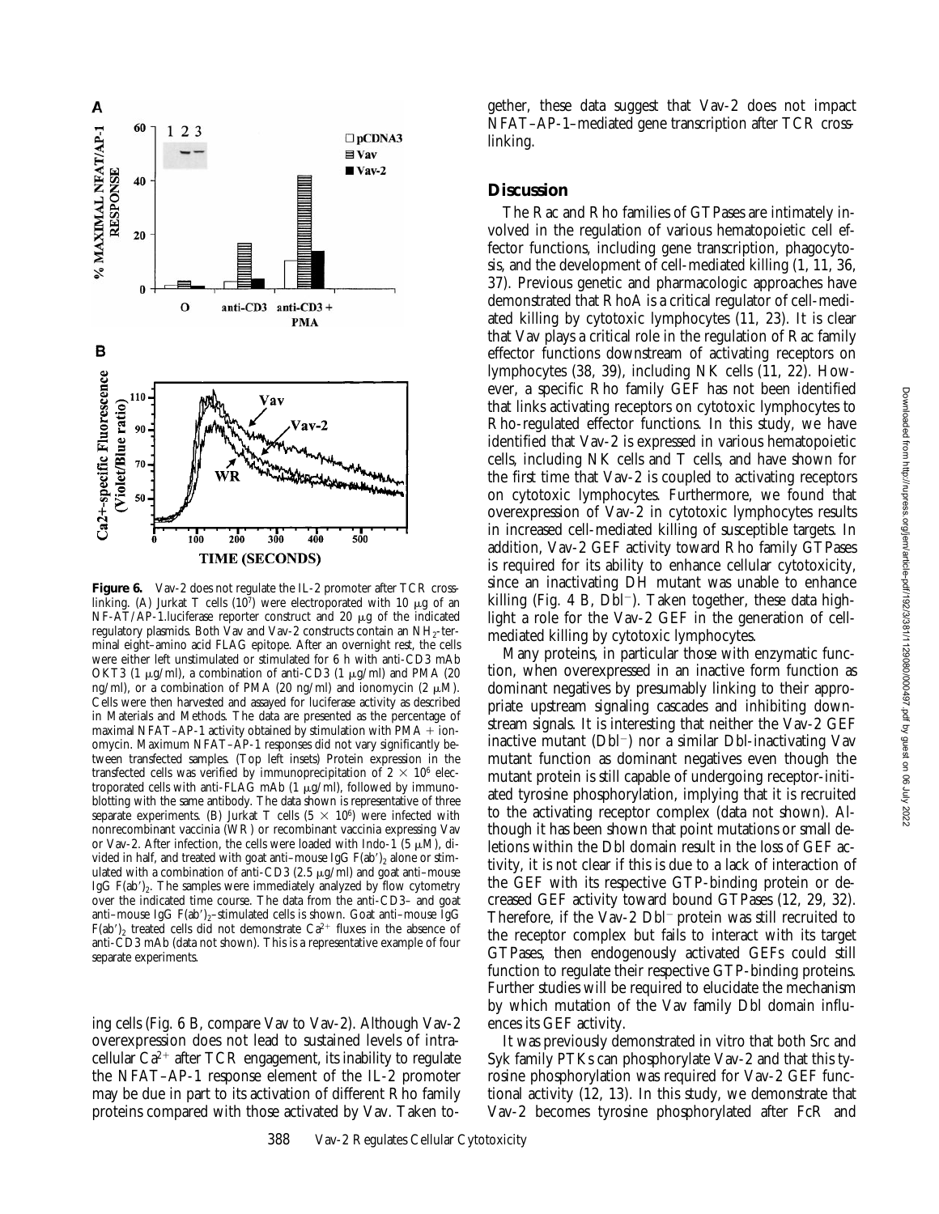A

1 2 3

□ pCDNA3
▤ Vav
■ Vav-2

% MAXIMAL NFAT/AP-1 RESPONSE

60
40
20
0

O
anti-CD3
anti-CD3 + PMA

B

Ca2+-specific Fluorescence (Violet/Blue ratio)

110
90
70
50

Vav
Vav-2
WR

0
100
200
300
400
500

TIME (SECONDS)

**Figure 6.** Vav-2 does not regulate the IL-2 promoter after TCR cross-linking. (A) Jurkat T cells ($10^7$) were electroporated with 10 μg of an NF-AT/AP-1.luciferase reporter construct and 20 μg of the indicated regulatory plasmids. Both Vav and Vav-2 constructs contain an $NH_2$-terminal eight–amino acid FLAG epitope. After an overnight rest, the cells were either left unstimulated or stimulated for 6 h with anti-CD3 mAb OKT3 (1 μg/ml), a combination of anti-CD3 (1 μg/ml) and PMA (20 ng/ml), or a combination of PMA (20 ng/ml) and ionomycin (2 μM). Cells were then harvested and assayed for luciferase activity as described in Materials and Methods. The data are presented as the percentage of maximal NFAT–AP-1 activity obtained by stimulation with PMA + ionomycin. Maximum NFAT–AP-1 responses did not vary significantly between transfected samples. (Top left insets) Protein expression in the transfected cells was verified by immunoprecipitation of $2 \times 10^6$ electroporated cells with anti-FLAG mAb (1 μg/ml), followed by immunoblotting with the same antibody. The data shown is representative of three separate experiments. (B) Jurkat T cells ($5 \times 10^6$) were infected with nonrecombinant vaccinia (WR) or recombinant vaccinia expressing Vav or Vav-2. After infection, the cells were loaded with Indo-1 (5 μM), divided in half, and treated with goat anti–mouse IgG F(ab')$_2$ alone or stimulated with a combination of anti-CD3 (2.5 μg/ml) and goat anti–mouse IgG F(ab')$_2$. The samples were immediately analyzed by flow cytometry over the indicated time course. The data from the anti-CD3– and goat anti–mouse IgG F(ab')$_2$–stimulated cells is shown. Goat anti–mouse IgG F(ab')$_2$ treated cells did not demonstrate $Ca^{2+}$ fluxes in the absence of anti-CD3 mAb (data not shown). This is a representative example of four separate experiments.

ing cells (Fig. 6 B, compare Vav to Vav-2). Although Vav-2 overexpression does not lead to sustained levels of intracellular $Ca^{2+}$ after TCR engagement, its inability to regulate the NFAT–AP-1 response element of the IL-2 promoter may be due in part to its activation of different Rho family proteins compared with those activated by Vav. Taken together, these data suggest that Vav-2 does not impact NFAT–AP-1–mediated gene transcription after TCR cross-linking.

## Discussion

The Rac and Rho families of GTPases are intimately involved in the regulation of various hematopoietic cell effector functions, including gene transcription, phagocytosis, and the development of cell-mediated killing (1, 11, 36, 37). Previous genetic and pharmacologic approaches have demonstrated that RhoA is a critical regulator of cell-mediated killing by cytotoxic lymphocytes (11, 23). It is clear that Vav plays a critical role in the regulation of Rac family effector functions downstream of activating receptors on lymphocytes (38, 39), including NK cells (11, 22). However, a specific Rho family GEF has not been identified that links activating receptors on cytotoxic lymphocytes to Rho-regulated effector functions. In this study, we have identified that Vav-2 is expressed in various hematopoietic cells, including NK cells and T cells, and have shown for the first time that Vav-2 is coupled to activating receptors on cytotoxic lymphocytes. Furthermore, we found that overexpression of Vav-2 in cytotoxic lymphocytes results in increased cell-mediated killing of susceptible targets. In addition, Vav-2 GEF activity toward Rho family GTPases is required for its ability to enhance cellular cytotoxicity, since an inactivating DH mutant was unable to enhance killing (Fig. 4 B, Dbl$^-$). Taken together, these data highlight a role for the Vav-2 GEF in the generation of cell-mediated killing by cytotoxic lymphocytes.

Many proteins, in particular those with enzymatic function, when overexpressed in an inactive form function as dominant negatives by presumably linking to their appropriate upstream signaling cascades and inhibiting downstream signals. It is interesting that neither the Vav-2 GEF inactive mutant (Dbl$^-$) nor a similar Dbl-inactivating Vav mutant function as dominant negatives even though the mutant protein is still capable of undergoing receptor-initiated tyrosine phosphorylation, implying that it is recruited to the activating receptor complex (data not shown). Although it has been shown that point mutations or small deletions within the Dbl domain result in the loss of GEF activity, it is not clear if this is due to a lack of interaction of the GEF with its respective GTP-binding protein or decreased GEF activity toward bound GTPases (12, 29, 32). Therefore, if the Vav-2 Dbl$^-$ protein was still recruited to the receptor complex but fails to interact with its target GTPases, then endogenously activated GEFs could still function to regulate their respective GTP-binding proteins. Further studies will be required to elucidate the mechanism by which mutation of the Vav family Dbl domain influences its GEF activity.

It was previously demonstrated in vitro that both Src and Syk family PTKs can phosphorylate Vav-2 and that this tyrosine phosphorylation was required for Vav-2 GEF functional activity (12, 13). In this study, we demonstrate that Vav-2 becomes tyrosine phosphorylated after FcR and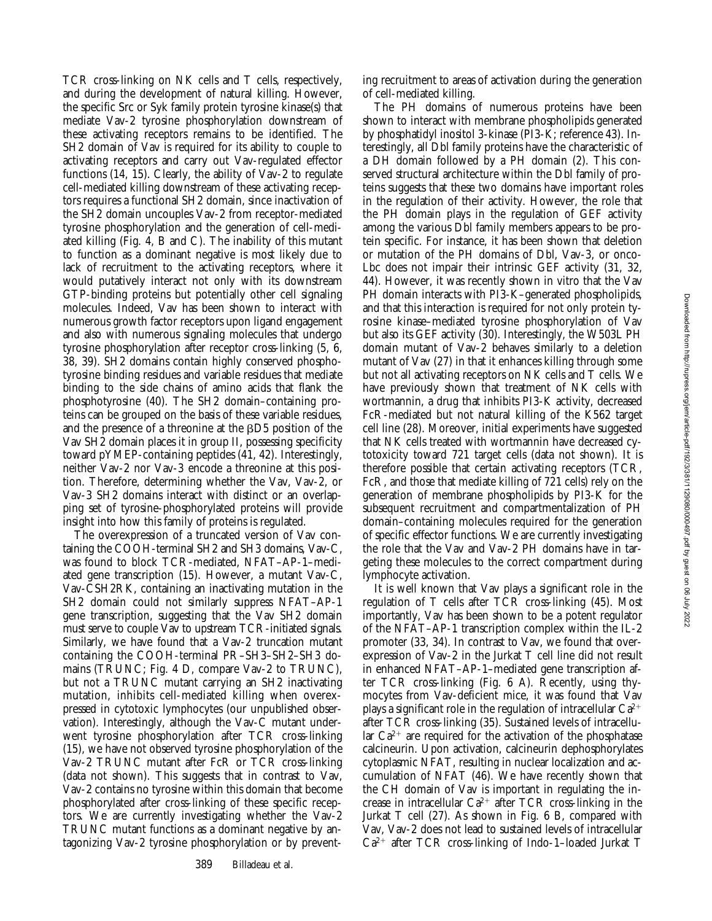TCR cross-linking on NK cells and T cells, respectively, and during the development of natural killing. However, the specific Src or Syk family protein tyrosine kinase(s) that mediate Vav-2 tyrosine phosphorylation downstream of these activating receptors remains to be identified. The SH2 domain of Vav is required for its ability to couple to activating receptors and carry out Vav-regulated effector functions (14, 15). Clearly, the ability of Vav-2 to regulate cell-mediated killing downstream of these activating receptors requires a functional SH2 domain, since inactivation of the SH2 domain uncouples Vav-2 from receptor-mediated tyrosine phosphorylation and the generation of cell-mediated killing (Fig. 4, B and C). The inability of this mutant to function as a dominant negative is most likely due to lack of recruitment to the activating receptors, where it would putatively interact not only with its downstream GTP-binding proteins but potentially other cell signaling molecules. Indeed, Vav has been shown to interact with numerous growth factor receptors upon ligand engagement and also with numerous signaling molecules that undergo tyrosine phosphorylation after receptor cross-linking (5, 6, 38, 39). SH2 domains contain highly conserved phosphotyrosine binding residues and variable residues that mediate binding to the side chains of amino acids that flank the phosphotyrosine (40). The SH2 domain–containing proteins can be grouped on the basis of these variable residues, and the presence of a threonine at the βD5 position of the Vav SH2 domain places it in group II, possessing specificity toward pYMEP-containing peptides (41, 42). Interestingly, neither Vav-2 nor Vav-3 encode a threonine at this position. Therefore, determining whether the Vav, Vav-2, or Vav-3 SH2 domains interact with distinct or an overlapping set of tyrosine-phosphorylated proteins will provide insight into how this family of proteins is regulated.

The overexpression of a truncated version of Vav containing the COOH-terminal SH2 and SH3 domains, Vav-C, was found to block TCR-mediated, NFAT–AP-1–mediated gene transcription (15). However, a mutant Vav-C, Vav-CSH2RK, containing an inactivating mutation in the SH2 domain could not similarly suppress NFAT–AP-1 gene transcription, suggesting that the Vav SH2 domain must serve to couple Vav to upstream TCR-initiated signals. Similarly, we have found that a Vav-2 truncation mutant containing the COOH-terminal PR–SH3–SH2–SH3 domains (TRUNC; Fig. 4 D, compare Vav-2 to TRUNC), but not a TRUNC mutant carrying an SH2 inactivating mutation, inhibits cell-mediated killing when overexpressed in cytotoxic lymphocytes (our unpublished observation). Interestingly, although the Vav-C mutant underwent tyrosine phosphorylation after TCR cross-linking (15), we have not observed tyrosine phosphorylation of the Vav-2 TRUNC mutant after FcR or TCR cross-linking (data not shown). This suggests that in contrast to Vav, Vav-2 contains no tyrosine within this domain that become phosphorylated after cross-linking of these specific receptors. We are currently investigating whether the Vav-2 TRUNC mutant functions as a dominant negative by antagonizing Vav-2 tyrosine phosphorylation or by preventing recruitment to areas of activation during the generation of cell-mediated killing.

The PH domains of numerous proteins have been shown to interact with membrane phospholipids generated by phosphatidyl inositol 3-kinase (PI3-K; reference 43). Interestingly, all Dbl family proteins have the characteristic of a DH domain followed by a PH domain (2). This conserved structural architecture within the Dbl family of proteins suggests that these two domains have important roles in the regulation of their activity. However, the role that the PH domain plays in the regulation of GEF activity among the various Dbl family members appears to be protein specific. For instance, it has been shown that deletion or mutation of the PH domains of Dbl, Vav-3, or onco-Lbc does not impair their intrinsic GEF activity (31, 32, 44). However, it was recently shown in vitro that the Vav PH domain interacts with PI3-K–generated phospholipids, and that this interaction is required for not only protein tyrosine kinase–mediated tyrosine phosphorylation of Vav but also its GEF activity (30). Interestingly, the W503L PH domain mutant of Vav-2 behaves similarly to a deletion mutant of Vav (27) in that it enhances killing through some but not all activating receptors on NK cells and T cells. We have previously shown that treatment of NK cells with wortmannin, a drug that inhibits PI3-K activity, decreased FcR-mediated but not natural killing of the K562 target cell line (28). Moreover, initial experiments have suggested that NK cells treated with wortmannin have decreased cytotoxicity toward 721 target cells (data not shown). It is therefore possible that certain activating receptors (TCR, FcR, and those that mediate killing of 721 cells) rely on the generation of membrane phospholipids by PI3-K for the subsequent recruitment and compartmentalization of PH domain–containing molecules required for the generation of specific effector functions. We are currently investigating the role that the Vav and Vav-2 PH domains have in targeting these molecules to the correct compartment during lymphocyte activation.

It is well known that Vav plays a significant role in the regulation of T cells after TCR cross-linking (45). Most importantly, Vav has been shown to be a potent regulator of the NFAT–AP-1 transcription complex within the IL-2 promoter (33, 34). In contrast to Vav, we found that overexpression of Vav-2 in the Jurkat T cell line did not result in enhanced NFAT–AP-1–mediated gene transcription after TCR cross-linking (Fig. 6 A). Recently, using thymocytes from Vav-deficient mice, it was found that Vav plays a significant role in the regulation of intracellular $Ca^{2+}$ after TCR cross-linking (35). Sustained levels of intracellular $Ca^{2+}$ are required for the activation of the phosphatase calcineurin. Upon activation, calcineurin dephosphorylates cytoplasmic NFAT, resulting in nuclear localization and accumulation of NFAT (46). We have recently shown that the CH domain of Vav is important in regulating the increase in intracellular $Ca^{2+}$ after TCR cross-linking in the Jurkat T cell (27). As shown in Fig. 6 B, compared with Vav, Vav-2 does not lead to sustained levels of intracellular $Ca^{2+}$ after TCR cross-linking of Indo-1–loaded Jurkat T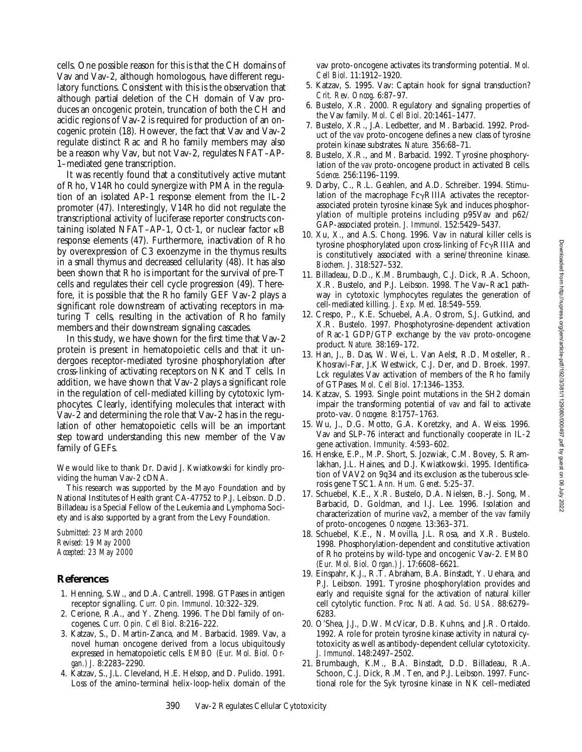cells. One possible reason for this is that the CH domains of Vav and Vav-2, although homologous, have different regulatory functions. Consistent with this is the observation that although partial deletion of the CH domain of Vav produces an oncogenic protein, truncation of both the CH and acidic regions of Vav-2 is required for production of an oncogenic protein (18). However, the fact that Vav and Vav-2 regulate distinct Rac and Rho family members may also be a reason why Vav, but not Vav-2, regulates NFAT–AP-1–mediated gene transcription.

It was recently found that a constitutively active mutant of Rho, V14Rho could synergize with PMA in the regulation of an isolated AP-1 response element from the IL-2 promoter (47). Interestingly, V14Rho did not regulate the transcriptional activity of luciferase reporter constructs containing isolated NFAT–AP-1, Oct-1, or nuclear factor κB response elements (47). Furthermore, inactivation of Rho by overexpression of C3 exoenzyme in the thymus results in a small thymus and decreased cellularity (48). It has also been shown that Rho is important for the survival of pre-T cells and regulates their cell cycle progression (49). Therefore, it is possible that the Rho family GEF Vav-2 plays a significant role downstream of activating receptors in maturing T cells, resulting in the activation of Rho family members and their downstream signaling cascades.

In this study, we have shown for the first time that Vav-2 protein is present in hematopoietic cells and that it undergoes receptor-mediated tyrosine phosphorylation after cross-linking of activating receptors on NK and T cells. In addition, we have shown that Vav-2 plays a significant role in the regulation of cell-mediated killing by cytotoxic lymphocytes. Clearly, identifying molecules that interact with Vav-2 and determining the role that Vav-2 has in the regulation of other hematopoietic cells will be an important step toward understanding this new member of the Vav family of GEFs.

We would like to thank Dr. David J. Kwiatkowski for kindly providing the human Vav-2 cDNA.

This research was supported by the Mayo Foundation and by National Institutes of Health grant CA-47752 to P.J. Leibson. D.D. Billadeau is a Special Fellow of the Leukemia and Lymphoma Society and is also supported by a grant from the Levy Foundation.

*Submitted: 23 March 2000*
*Revised: 19 May 2000*
*Accepted: 23 May 2000*

## References

1. Henning, S.W., and D.A. Cantrell. 1998. GTPases in antigen receptor signalling. *Curr. Opin. Immunol.* 10:322–329.
2. Cerione, R.A., and Y. Zheng. 1996. The Dbl family of oncogenes. *Curr. Opin. Cell Biol.* 8:216–222.
3. Katzav, S., D. Martin-Zanca, and M. Barbacid. 1989. Vav, a novel human oncogene derived from a locus ubiquitously expressed in hematopoietic cells. *EMBO (Eur. Mol. Biol. Organ.) J.* 8:2283–2290.
4. Katzav, S., J.L. Cleveland, H.E. Helsop, and D. Pulido. 1991. Loss of the amino-terminal helix-loop-helix domain of the vav proto-oncogene activates its transforming potential. *Mol. Cell Biol.* 11:1912–1920.
5. Katzav, S. 1995. Vav: Captain hook for signal transduction? *Crit. Rev. Oncog.* 6:87–97.
6. Bustelo, X.R. 2000. Regulatory and signaling properties of the Vav family. *Mol. Cell Biol.* 20:1461–1477.
7. Bustelo, X.R., J.A. Ledbetter, and M. Barbacid. 1992. Product of the *vav* proto-oncogene defines a new class of tyrosine protein kinase substrates. *Nature.* 356:68–71.
8. Bustelo, X.R., and M. Barbacid. 1992. Tyrosine phosphorylation of the *vav* proto-oncogene product in activated B cells. *Science.* 256:1196–1199.
9. Darby, C., R.L. Geahlen, and A.D. Schreiber. 1994. Stimulation of the macrophage FcγRIIIA activates the receptor-associated protein tyrosine kinase Syk and induces phosphorylation of multiple proteins including p95Vav and p62/GAP-associated protein. *J. Immunol.* 152:5429–5437.
10. Xu, X., and A.S. Chong. 1996. Vav in natural killer cells is tyrosine phosphorylated upon cross-linking of FcγRIIIA and is constitutively associated with a serine/threonine kinase. *Biochem. J.* 318:527–532.
11. Billadeau, D.D., K.M. Brumbaugh, C.J. Dick, R.A. Schoon, X.R. Bustelo, and P.J. Leibson. 1998. The Vav–Rac1 pathway in cytotoxic lymphocytes regulates the generation of cell-mediated killing. *J. Exp. Med.* 18:549–559.
12. Crespo, P., K.E. Schuebel, A.A. Ostrom, S.J. Gutkind, and X.R. Bustelo. 1997. Phosphotyrosine-dependent activation of Rac-1 GDP/GTP exchange by the *vav* proto-oncogene product. *Nature.* 38:169–172.
13. Han, J., B. Das, W. Wei, L. Van Aelst, R.D. Mosteller, R. Khosravi-Far, J.K Westwick, C.J. Der, and D. Broek. 1997. Lck regulates Vav activation of members of the Rho family of GTPases. *Mol. Cell Biol.* 17:1346–1353.
14. Katzav, S. 1993. Single point mutations in the SH2 domain impair the transforming potential of *vav* and fail to activate proto-vav. *Oncogene.* 8:1757–1763.
15. Wu, J., D.G. Motto, G.A. Koretzky, and A. Weiss. 1996. Vav and SLP-76 interact and functionally cooperate in IL-2 gene activation. *Immunity.* 4:593–602.
16. Henske, E.P., M.P. Short, S. Jozwiak, C.M. Bovey, S. Ramlakhan, J.L. Haines, and D.J. Kwiatkowski. 1995. Identification of VAV2 on 9q34 and its exclusion as the tuberous sclerosis gene TSC1. *Ann. Hum. Genet.* 5:25–37.
17. Schuebel, K.E., X.R. Bustelo, D.A. Nielsen, B.-J. Song, M. Barbacid, D. Goldman, and I.J. Lee. 1996. Isolation and characterization of murine *vav2*, a member of the *vav* family of proto-oncogenes. *Oncogene.* 13:363–371.
18. Schuebel, K.E., N. Movilla, J.L. Rosa, and X.R. Bustelo. 1998. Phosphorylation-dependent and constitutive activation of Rho proteins by wild-type and oncogenic Vav-2. *EMBO (Eur. Mol. Biol. Organ.) J.* 17:6608–6621.
19. Einspahr, K.J., R.T. Abraham, B.A. Binstadt, Y. Uehara, and P.J. Leibson. 1991. Tyrosine phosphorylation provides and early and requisite signal for the activation of natural killer cell cytolytic function. *Proc. Natl. Acad. Sci. USA.* 88:6279–6283.
20. O'Shea, J.J., D.W. McVicar, D.B. Kuhns, and J.R. Ortaldo. 1992. A role for protein tyrosine kinase activity in natural cytotoxicity as well as antibody-dependent cellular cytotoxicity. *J. Immunol.* 148:2497–2502.
21. Brumbaugh, K.M., B.A. Binstadt, D.D. Billadeau, R.A. Schoon, C.J. Dick, R.M. Ten, and P.J. Leibson. 1997. Functional role for the Syk tyrosine kinase in NK cell–mediated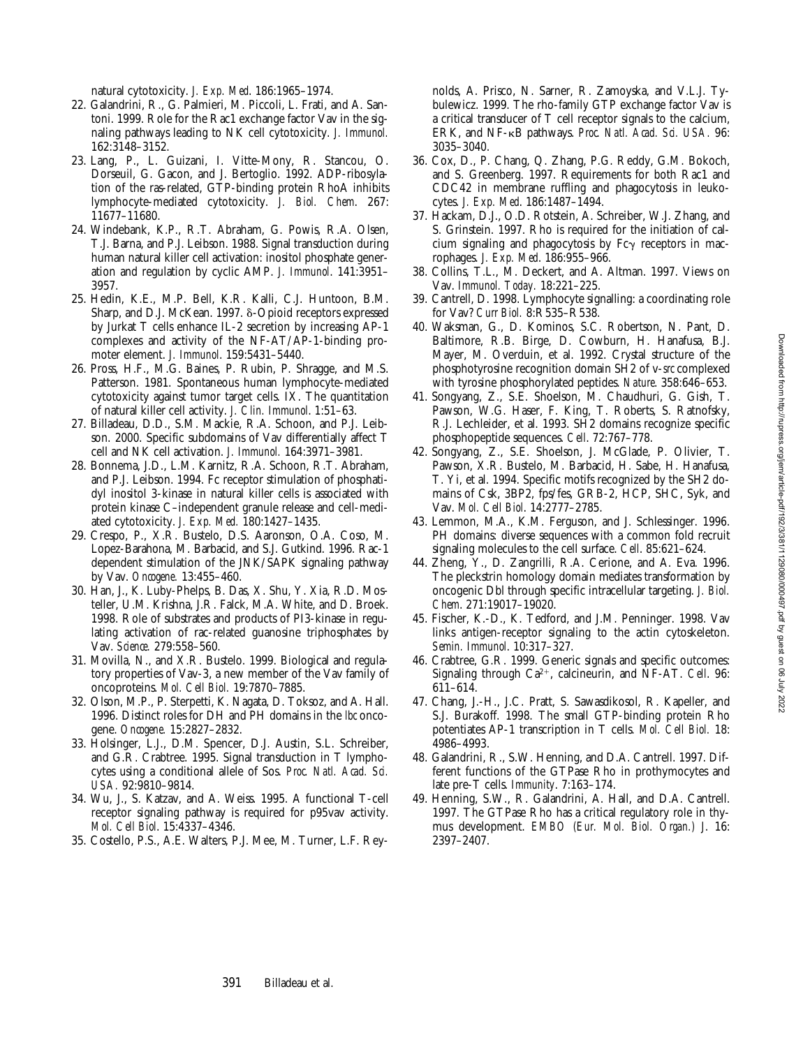natural cytotoxicity. *J. Exp. Med.* 186:1965–1974.

22. Galandrini, R., G. Palmieri, M. Piccoli, L. Frati, and A. Santoni. 1999. Role for the Rac1 exchange factor Vav in the signaling pathways leading to NK cell cytotoxicity. *J. Immunol.* 162:3148–3152.
23. Lang, P., L. Guizani, I. Vitte-Mony, R. Stancou, O. Dorseuil, G. Gacon, and J. Bertoglio. 1992. ADP-ribosylation of the ras-related, GTP-binding protein RhoA inhibits lymphocyte-mediated cytotoxicity. *J. Biol. Chem.* 267: 11677–11680.
24. Windebank, K.P., R.T. Abraham, G. Powis, R.A. Olsen, T.J. Barna, and P.J. Leibson. 1988. Signal transduction during human natural killer cell activation: inositol phosphate generation and regulation by cyclic AMP. *J. Immunol.* 141:3951–3957.
25. Hedin, K.E., M.P. Bell, K.R. Kalli, C.J. Huntoon, B.M. Sharp, and D.J. McKean. 1997. δ-Opioid receptors expressed by Jurkat T cells enhance IL-2 secretion by increasing AP-1 complexes and activity of the NF-AT/AP-1-binding promoter element. *J. Immunol.* 159:5431–5440.
26. Pross, H.F., M.G. Baines, P. Rubin, P. Shragge, and M.S. Patterson. 1981. Spontaneous human lymphocyte-mediated cytotoxicity against tumor target cells. IX. The quantitation of natural killer cell activity. *J. Clin. Immunol.* 1:51–63.
27. Billadeau, D.D., S.M. Mackie, R.A. Schoon, and P.J. Leibson. 2000. Specific subdomains of Vav differentially affect T cell and NK cell activation. *J. Immunol.* 164:3971–3981.
28. Bonnema, J.D., L.M. Karnitz, R.A. Schoon, R.T. Abraham, and P.J. Leibson. 1994. Fc receptor stimulation of phosphatidyl inositol 3-kinase in natural killer cells is associated with protein kinase C–independent granule release and cell-mediated cytotoxicity. *J. Exp. Med.* 180:1427–1435.
29. Crespo, P., X.R. Bustelo, D.S. Aaronson, O.A. Coso, M. Lopez-Barahona, M. Barbacid, and S.J. Gutkind. 1996. Rac-1 dependent stimulation of the JNK/SAPK signaling pathway by Vav. *Oncogene.* 13:455–460.
30. Han, J., K. Luby-Phelps, B. Das, X. Shu, Y. Xia, R.D. Mosteller, U.M. Krishna, J.R. Falck, M.A. White, and D. Broek. 1998. Role of substrates and products of PI3-kinase in regulating activation of rac-related guanosine triphosphates by Vav. *Science.* 279:558–560.
31. Movilla, N., and X.R. Bustelo. 1999. Biological and regulatory properties of Vav-3, a new member of the Vav family of oncoproteins. *Mol. Cell Biol.* 19:7870–7885.
32. Olson, M.P., P. Sterpetti, K. Nagata, D. Toksoz, and A. Hall. 1996. Distinct roles for DH and PH domains in the *lbc* oncogene. *Oncogene.* 15:2827–2832.
33. Holsinger, L.J., D.M. Spencer, D.J. Austin, S.L. Schreiber, and G.R. Crabtree. 1995. Signal transduction in T lymphocytes using a conditional allele of Sos. *Proc. Natl. Acad. Sci. USA.* 92:9810–9814.
34. Wu, J., S. Katzav, and A. Weiss. 1995. A functional T-cell receptor signaling pathway is required for p95vav activity. *Mol. Cell Biol.* 15:4337–4346.
35. Costello, P.S., A.E. Walters, P.J. Mee, M. Turner, L.F. Reynolds, A. Prisco, N. Sarner, R. Zamoyska, and V.L.J. Tybulewicz. 1999. The rho-family GTP exchange factor Vav is a critical transducer of T cell receptor signals to the calcium, ERK, and NF-κB pathways. *Proc. Natl. Acad. Sci. USA.* 96: 3035–3040.
36. Cox, D., P. Chang, Q. Zhang, P.G. Reddy, G.M. Bokoch, and S. Greenberg. 1997. Requirements for both Rac1 and CDC42 in membrane ruffling and phagocytosis in leukocytes. *J. Exp. Med.* 186:1487–1494.
37. Hackam, D.J., O.D. Rotstein, A. Schreiber, W.J. Zhang, and S. Grinstein. 1997. Rho is required for the initiation of calcium signaling and phagocytosis by Fcγ receptors in macrophages. *J. Exp. Med.* 186:955–966.
38. Collins, T.L., M. Deckert, and A. Altman. 1997. Views on Vav. *Immunol. Today.* 18:221–225.
39. Cantrell, D. 1998. Lymphocyte signalling: a coordinating role for Vav? *Curr Biol.* 8:R535–R538.
40. Waksman, G., D. Kominos, S.C. Robertson, N. Pant, D. Baltimore, R.B. Birge, D. Cowburn, H. Hanafusa, B.J. Mayer, M. Overduin, et al. 1992. Crystal structure of the phosphotyrosine recognition domain SH2 of v-*src* complexed with tyrosine phosphorylated peptides. *Nature.* 358:646–653.
41. Songyang, Z., S.E. Shoelson, M. Chaudhuri, G. Gish, T. Pawson, W.G. Haser, F. King, T. Roberts, S. Ratnofsky, R.J. Lechleider, et al. 1993. SH2 domains recognize specific phosphopeptide sequences. *Cell.* 72:767–778.
42. Songyang, Z., S.E. Shoelson, J. McGlade, P. Olivier, T. Pawson, X.R. Bustelo, M. Barbacid, H. Sabe, H. Hanafusa, T. Yi, et al. 1994. Specific motifs recognized by the SH2 domains of Csk, 3BP2, fps/fes, GRB-2, HCP, SHC, Syk, and Vav. *Mol. Cell Biol.* 14:2777–2785.
43. Lemmon, M.A., K.M. Ferguson, and J. Schlessinger. 1996. PH domains: diverse sequences with a common fold recruit signaling molecules to the cell surface. *Cell.* 85:621–624.
44. Zheng, Y., D. Zangrilli, R.A. Cerione, and A. Eva. 1996. The pleckstrin homology domain mediates transformation by oncogenic Dbl through specific intracellular targeting. *J. Biol. Chem.* 271:19017–19020.
45. Fischer, K.-D., K. Tedford, and J.M. Penninger. 1998. Vav links antigen-receptor signaling to the actin cytoskeleton. *Semin. Immunol.* 10:317–327.
46. Crabtree, G.R. 1999. Generic signals and specific outcomes: Signaling through $Ca^{2+}$, calcineurin, and NF-AT. *Cell.* 96: 611–614.
47. Chang, J.-H., J.C. Pratt, S. Sawasdikosol, R. Kapeller, and S.J. Burakoff. 1998. The small GTP-binding protein Rho potentiates AP-1 transcription in T cells. *Mol. Cell Biol.* 18: 4986–4993.
48. Galandrini, R., S.W. Henning, and D.A. Cantrell. 1997. Different functions of the GTPase Rho in prothymocytes and late pre-T cells. *Immunity.* 7:163–174.
49. Henning, S.W., R. Galandrini, A. Hall, and D.A. Cantrell. 1997. The GTPase Rho has a critical regulatory role in thymus development. *EMBO (Eur. Mol. Biol. Organ.) J.* 16: 2397–2407.